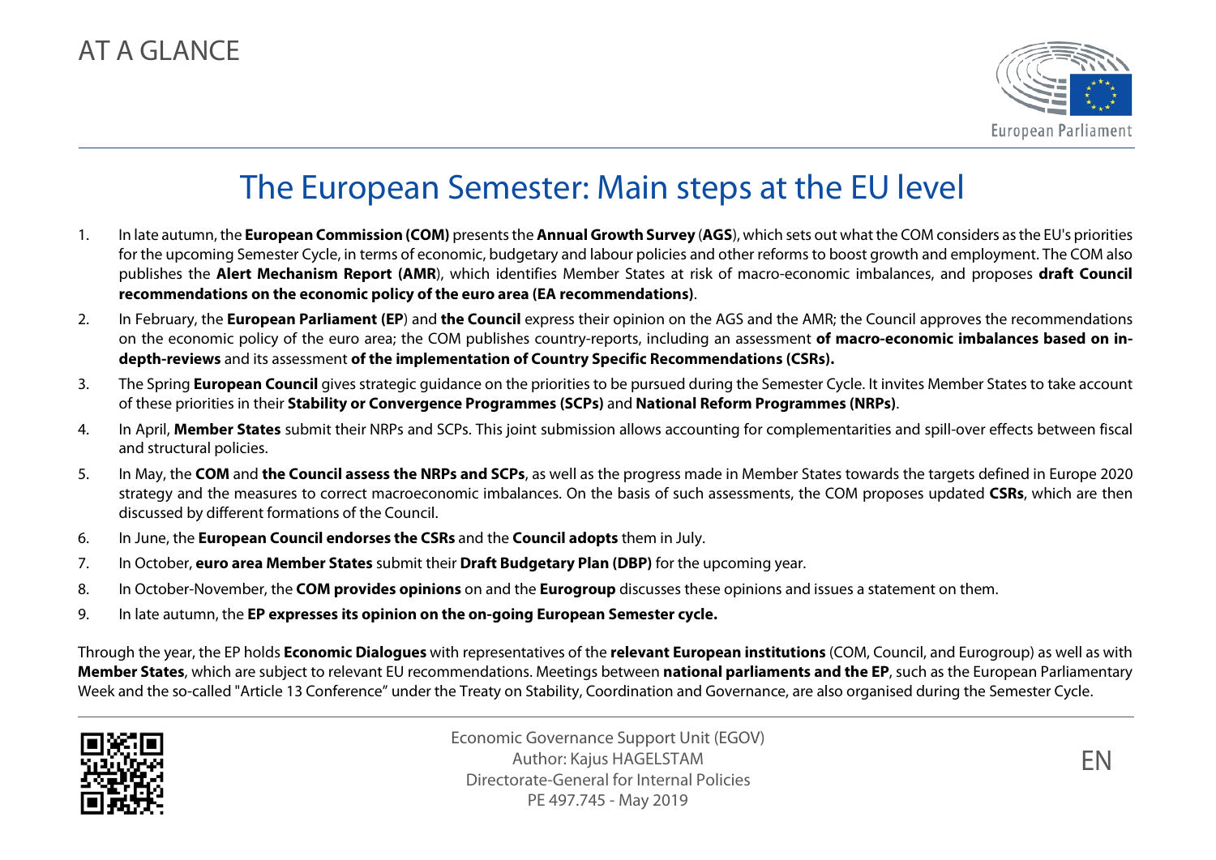AT A GLANCE

# The European Semester: Main steps at the EU level

1. In late autumn, the **European Commission (COM)** presents the **Annual Growth Survey** (**AGS**), which sets out what the COM considers as the EU's priorities for the upcoming Semester Cycle, in terms of economic, budgetary and labour policies and other reforms to boost growth and employment. The COM also publishes the **Alert Mechanism Report (AMR**), which identifies Member States at risk of macro-economic imbalances, and proposes **draft Council recommendations on the economic policy of the euro area (EA recommendations)**.
2. In February, the **European Parliament (EP**) and **the Council** express their opinion on the AGS and the AMR; the Council approves the recommendations on the economic policy of the euro area; the COM publishes country-reports, including an assessment **of macro-economic imbalances based on in-depth-reviews** and its assessment **of the implementation of Country Specific Recommendations (CSRs).**
3. The Spring **European Council** gives strategic guidance on the priorities to be pursued during the Semester Cycle. It invites Member States to take account of these priorities in their **Stability or Convergence Programmes (SCPs)** and **National Reform Programmes (NRPs)**.
4. In April, **Member States** submit their NRPs and SCPs. This joint submission allows accounting for complementarities and spill-over effects between fiscal and structural policies.
5. In May, the **COM** and **the Council assess the NRPs and SCPs**, as well as the progress made in Member States towards the targets defined in Europe 2020 strategy and the measures to correct macroeconomic imbalances. On the basis of such assessments, the COM proposes updated **CSRs**, which are then discussed by different formations of the Council.
6. In June, the **European Council endorses the CSRs** and the **Council adopts** them in July.
7. In October, **euro area Member States** submit their **Draft Budgetary Plan (DBP)** for the upcoming year.
8. In October-November, the **COM provides opinions** on and the **Eurogroup** discusses these opinions and issues a statement on them.
9. In late autumn, the **EP expresses its opinion on the on-going European Semester cycle.**

Through the year, the EP holds **Economic Dialogues** with representatives of the **relevant European institutions** (COM, Council, and Eurogroup) as well as with **Member States**, which are subject to relevant EU recommendations. Meetings between **national parliaments and the EP**, such as the European Parliamentary Week and the so-called "Article 13 Conference" under the Treaty on Stability, Coordination and Governance, are also organised during the Semester Cycle.

Economic Governance Support Unit (EGOV)
Author: Kajus HAGELSTAM
Directorate-General for Internal Policies
PE 497.745 - May 2019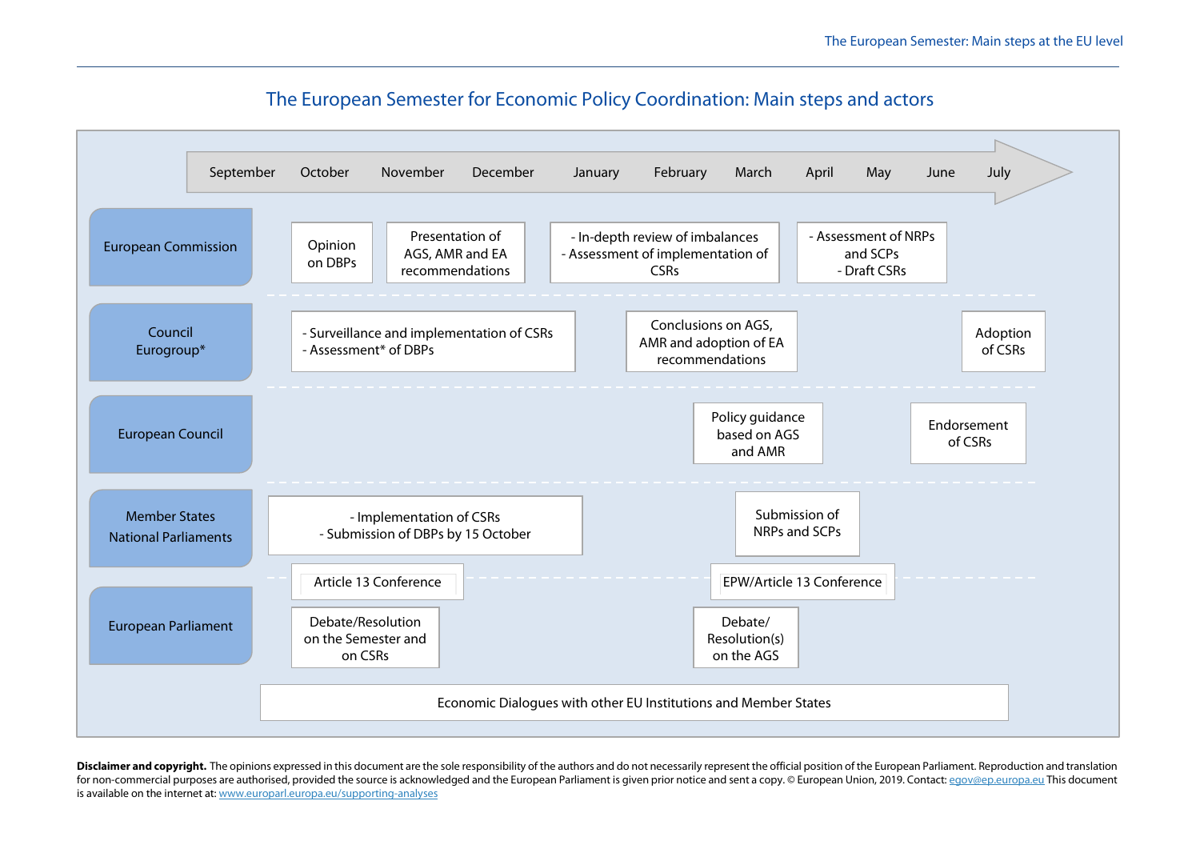# The European Semester for Economic Policy Coordination: Main steps and actors

September October November December January February March April May June July

**European Commission**

Opinion on DBPs

Presentation of AGS, AMR and EA recommendations

- In-depth review of imbalances
- Assessment of implementation of CSRs

- Assessment of NRPs and SCPs
- Draft CSRs

**Council Eurogroup***

- Surveillance and implementation of CSRs
- Assessment* of DBPs

Conclusions on AGS, AMR and adoption of EA recommendations

Adoption of CSRs

**European Council**

Policy guidance based on AGS and AMR

Endorsement of CSRs

**Member States National Parliaments**

- Implementation of CSRs
- Submission of DBPs by 15 October

Submission of NRPs and SCPs

Article 13 Conference

EPW/Article 13 Conference

**European Parliament**

Debate/Resolution on the Semester and on CSRs

Debate/ Resolution(s) on the AGS

Economic Dialogues with other EU Institutions and Member States

**Disclaimer and copyright.** The opinions expressed in this document are the sole responsibility of the authors and do not necessarily represent the official position of the European Parliament. Reproduction and translation for non-commercial purposes are authorised, provided the source is acknowledged and the European Parliament is given prior notice and sent a copy. © European Union, 2019. Contact: egov@ep.europa.eu This document is available on the internet at: www.europarl.europa.eu/supporting-analyses